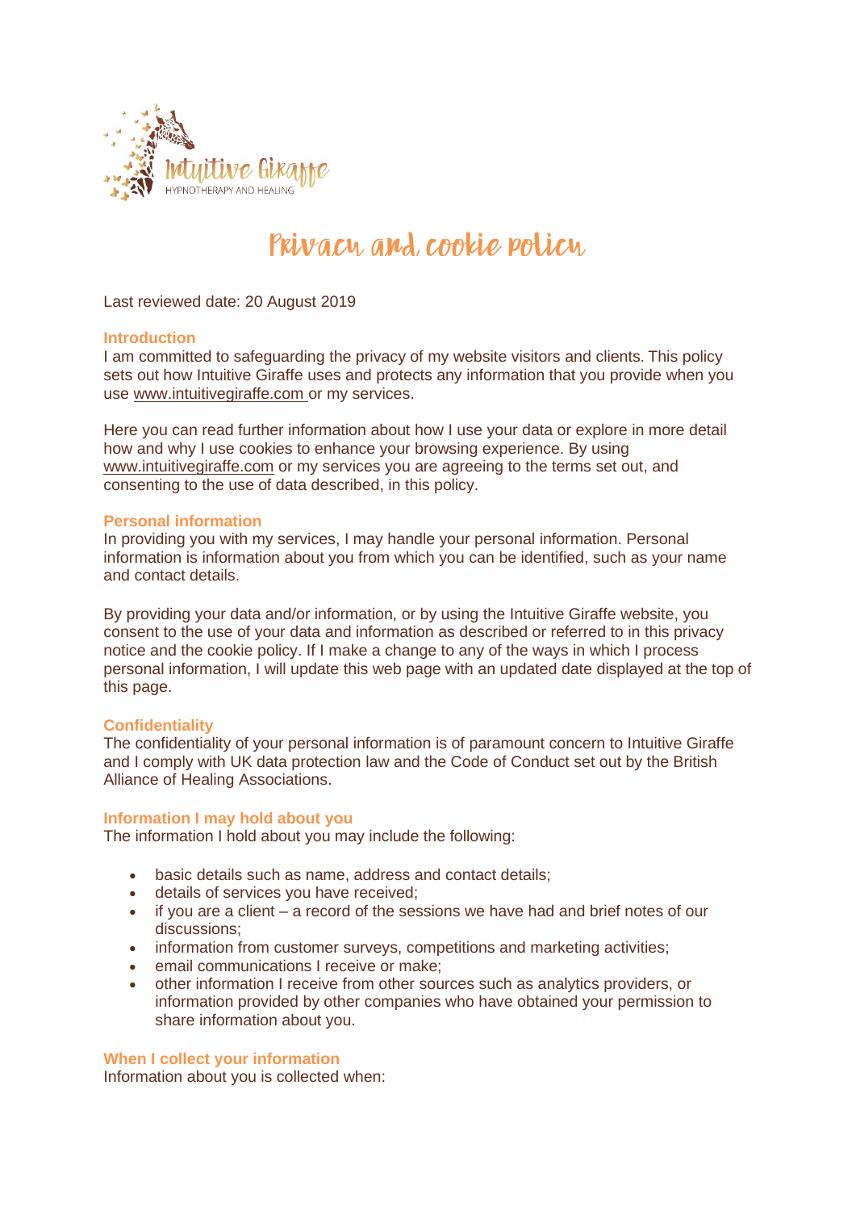Intuitive Giraffe
HYPNOTHERAPY AND HEALING

# Privacy and cookie policy

Last reviewed date: 20 August 2019

## Introduction

I am committed to safeguarding the privacy of my website visitors and clients. This policy sets out how Intuitive Giraffe uses and protects any information that you provide when you use www.intuitivegiraffe.com or my services.

Here you can read further information about how I use your data or explore in more detail how and why I use cookies to enhance your browsing experience. By using www.intuitivegiraffe.com or my services you are agreeing to the terms set out, and consenting to the use of data described, in this policy.

## Personal information

In providing you with my services, I may handle your personal information. Personal information is information about you from which you can be identified, such as your name and contact details.

By providing your data and/or information, or by using the Intuitive Giraffe website, you consent to the use of your data and information as described or referred to in this privacy notice and the cookie policy. If I make a change to any of the ways in which I process personal information, I will update this web page with an updated date displayed at the top of this page.

## Confidentiality

The confidentiality of your personal information is of paramount concern to Intuitive Giraffe and I comply with UK data protection law and the Code of Conduct set out by the British Alliance of Healing Associations.

## Information I may hold about you

The information I hold about you may include the following:

- basic details such as name, address and contact details;
- details of services you have received;
- if you are a client – a record of the sessions we have had and brief notes of our discussions;
- information from customer surveys, competitions and marketing activities;
- email communications I receive or make;
- other information I receive from other sources such as analytics providers, or information provided by other companies who have obtained your permission to share information about you.

## When I collect your information

Information about you is collected when: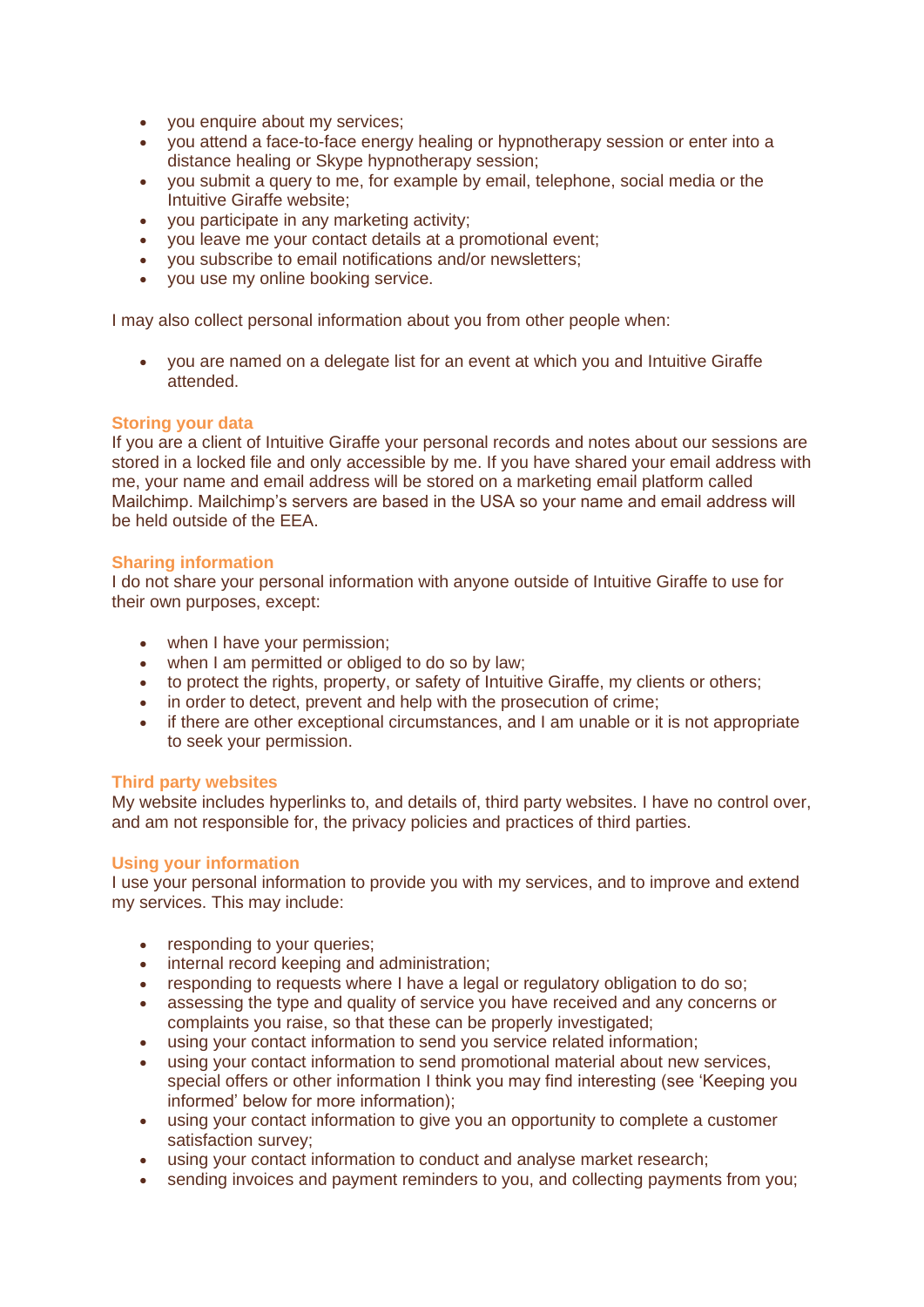- you enquire about my services;
- you attend a face-to-face energy healing or hypnotherapy session or enter into a distance healing or Skype hypnotherapy session;
- you submit a query to me, for example by email, telephone, social media or the Intuitive Giraffe website;
- you participate in any marketing activity;
- you leave me your contact details at a promotional event;
- you subscribe to email notifications and/or newsletters;
- you use my online booking service.

I may also collect personal information about you from other people when:

- you are named on a delegate list for an event at which you and Intuitive Giraffe attended.

### Storing your data

If you are a client of Intuitive Giraffe your personal records and notes about our sessions are stored in a locked file and only accessible by me. If you have shared your email address with me, your name and email address will be stored on a marketing email platform called Mailchimp. Mailchimp's servers are based in the USA so your name and email address will be held outside of the EEA.

### Sharing information

I do not share your personal information with anyone outside of Intuitive Giraffe to use for their own purposes, except:

- when I have your permission;
- when I am permitted or obliged to do so by law;
- to protect the rights, property, or safety of Intuitive Giraffe, my clients or others;
- in order to detect, prevent and help with the prosecution of crime;
- if there are other exceptional circumstances, and I am unable or it is not appropriate to seek your permission.

### Third party websites

My website includes hyperlinks to, and details of, third party websites. I have no control over, and am not responsible for, the privacy policies and practices of third parties.

### Using your information

I use your personal information to provide you with my services, and to improve and extend my services. This may include:

- responding to your queries;
- internal record keeping and administration;
- responding to requests where I have a legal or regulatory obligation to do so;
- assessing the type and quality of service you have received and any concerns or complaints you raise, so that these can be properly investigated;
- using your contact information to send you service related information;
- using your contact information to send promotional material about new services, special offers or other information I think you may find interesting (see 'Keeping you informed' below for more information);
- using your contact information to give you an opportunity to complete a customer satisfaction survey;
- using your contact information to conduct and analyse market research;
- sending invoices and payment reminders to you, and collecting payments from you;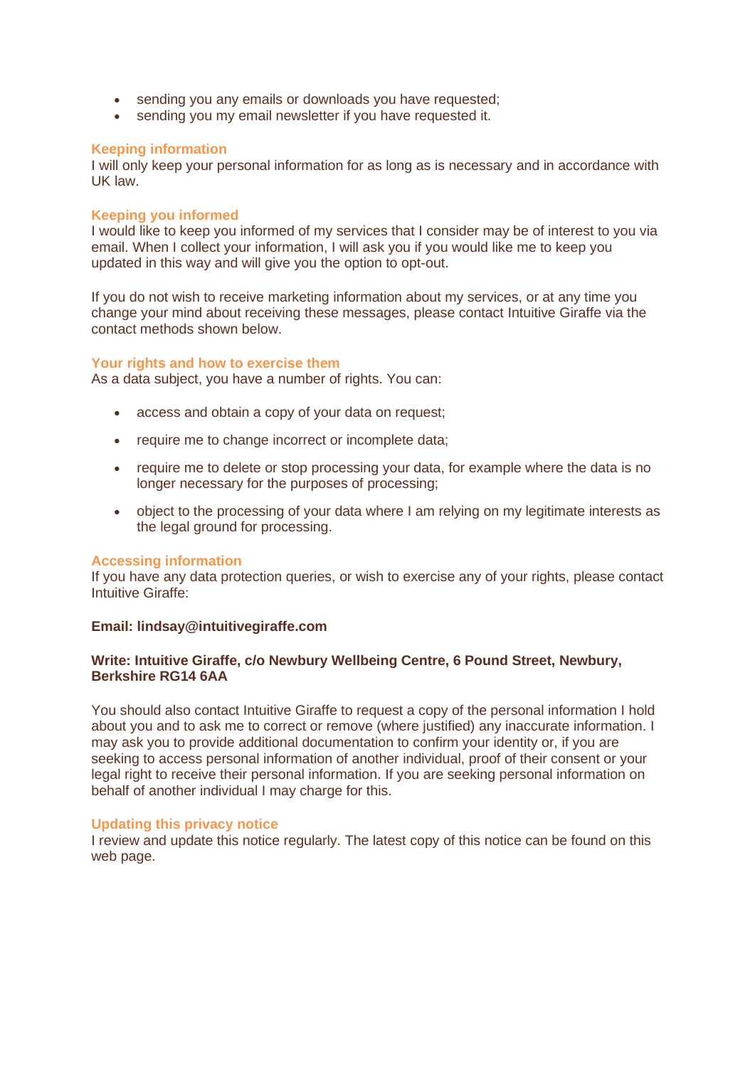- sending you any emails or downloads you have requested;
- sending you my email newsletter if you have requested it.

## Keeping information

I will only keep your personal information for as long as is necessary and in accordance with UK law.

## Keeping you informed

I would like to keep you informed of my services that I consider may be of interest to you via email. When I collect your information, I will ask you if you would like me to keep you updated in this way and will give you the option to opt-out.

If you do not wish to receive marketing information about my services, or at any time you change your mind about receiving these messages, please contact Intuitive Giraffe via the contact methods shown below.

## Your rights and how to exercise them

As a data subject, you have a number of rights. You can:

- access and obtain a copy of your data on request;
- require me to change incorrect or incomplete data;
- require me to delete or stop processing your data, for example where the data is no longer necessary for the purposes of processing;
- object to the processing of your data where I am relying on my legitimate interests as the legal ground for processing.

## Accessing information

If you have any data protection queries, or wish to exercise any of your rights, please contact Intuitive Giraffe:

**Email: lindsay@intuitivegiraffe.com**

**Write: Intuitive Giraffe, c/o Newbury Wellbeing Centre, 6 Pound Street, Newbury, Berkshire RG14 6AA**

You should also contact Intuitive Giraffe to request a copy of the personal information I hold about you and to ask me to correct or remove (where justified) any inaccurate information. I may ask you to provide additional documentation to confirm your identity or, if you are seeking to access personal information of another individual, proof of their consent or your legal right to receive their personal information. If you are seeking personal information on behalf of another individual I may charge for this.

## Updating this privacy notice

I review and update this notice regularly. The latest copy of this notice can be found on this web page.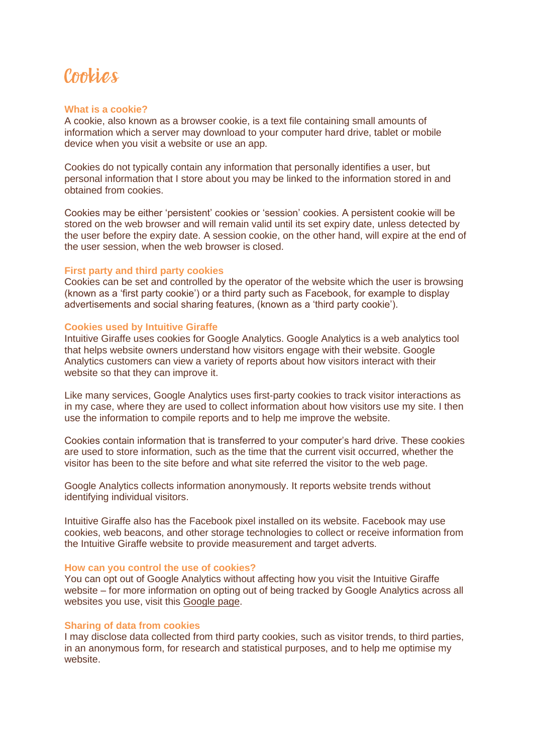# Cookies

### What is a cookie?

A cookie, also known as a browser cookie, is a text file containing small amounts of information which a server may download to your computer hard drive, tablet or mobile device when you visit a website or use an app.

Cookies do not typically contain any information that personally identifies a user, but personal information that I store about you may be linked to the information stored in and obtained from cookies.

Cookies may be either 'persistent' cookies or 'session' cookies. A persistent cookie will be stored on the web browser and will remain valid until its set expiry date, unless detected by the user before the expiry date. A session cookie, on the other hand, will expire at the end of the user session, when the web browser is closed.

### First party and third party cookies

Cookies can be set and controlled by the operator of the website which the user is browsing (known as a 'first party cookie') or a third party such as Facebook, for example to display advertisements and social sharing features, (known as a 'third party cookie').

### Cookies used by Intuitive Giraffe

Intuitive Giraffe uses cookies for Google Analytics. Google Analytics is a web analytics tool that helps website owners understand how visitors engage with their website. Google Analytics customers can view a variety of reports about how visitors interact with their website so that they can improve it.

Like many services, Google Analytics uses first-party cookies to track visitor interactions as in my case, where they are used to collect information about how visitors use my site. I then use the information to compile reports and to help me improve the website.

Cookies contain information that is transferred to your computer's hard drive. These cookies are used to store information, such as the time that the current visit occurred, whether the visitor has been to the site before and what site referred the visitor to the web page.

Google Analytics collects information anonymously. It reports website trends without identifying individual visitors.

Intuitive Giraffe also has the Facebook pixel installed on its website. Facebook may use cookies, web beacons, and other storage technologies to collect or receive information from the Intuitive Giraffe website to provide measurement and target adverts.

### How can you control the use of cookies?

You can opt out of Google Analytics without affecting how you visit the Intuitive Giraffe website – for more information on opting out of being tracked by Google Analytics across all websites you use, visit this Google page.

### Sharing of data from cookies

I may disclose data collected from third party cookies, such as visitor trends, to third parties, in an anonymous form, for research and statistical purposes, and to help me optimise my website.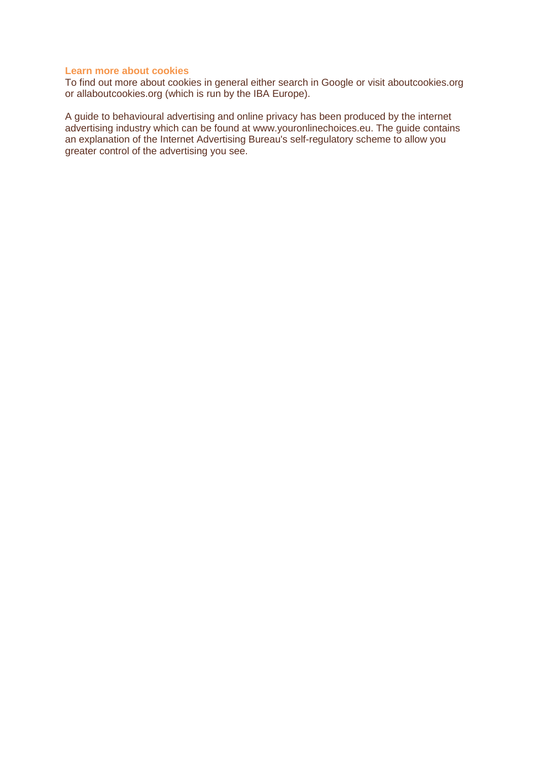### Learn more about cookies

To find out more about cookies in general either search in Google or visit aboutcookies.org or allaboutcookies.org (which is run by the IBA Europe).

A guide to behavioural advertising and online privacy has been produced by the internet advertising industry which can be found at www.youronlinechoices.eu. The guide contains an explanation of the Internet Advertising Bureau's self-regulatory scheme to allow you greater control of the advertising you see.